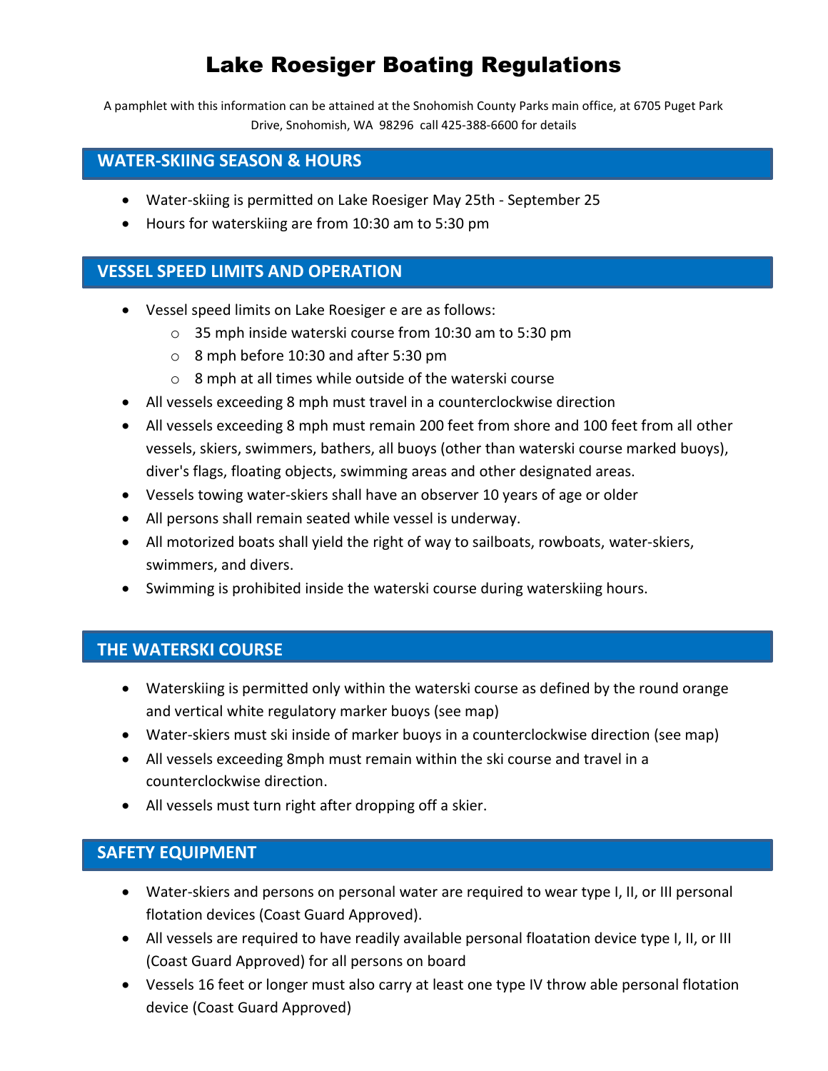# Lake Roesiger Boating Regulations

A pamphlet with this information can be attained at the Snohomish County Parks main office, at 6705 Puget Park Drive, Snohomish, WA 98296 call 425-388-6600 for details

## WATER-SKIING SEASON & HOURS

- Water-skiing is permitted on Lake Roesiger May 25th - September 25
- Hours for waterskiing are from 10:30 am to 5:30 pm

## VESSEL SPEED LIMITS AND OPERATION

- Vessel speed limits on Lake Roesiger e are as follows:
  - 35 mph inside waterski course from 10:30 am to 5:30 pm
  - 8 mph before 10:30 and after 5:30 pm
  - 8 mph at all times while outside of the waterski course
- All vessels exceeding 8 mph must travel in a counterclockwise direction
- All vessels exceeding 8 mph must remain 200 feet from shore and 100 feet from all other vessels, skiers, swimmers, bathers, all buoys (other than waterski course marked buoys), diver's flags, floating objects, swimming areas and other designated areas.
- Vessels towing water-skiers shall have an observer 10 years of age or older
- All persons shall remain seated while vessel is underway.
- All motorized boats shall yield the right of way to sailboats, rowboats, water-skiers, swimmers, and divers.
- Swimming is prohibited inside the waterski course during waterskiing hours.

## THE WATERSKI COURSE

- Waterskiing is permitted only within the waterski course as defined by the round orange and vertical white regulatory marker buoys (see map)
- Water-skiers must ski inside of marker buoys in a counterclockwise direction (see map)
- All vessels exceeding 8mph must remain within the ski course and travel in a counterclockwise direction.
- All vessels must turn right after dropping off a skier.

## SAFETY EQUIPMENT

- Water-skiers and persons on personal water are required to wear type I, II, or III personal flotation devices (Coast Guard Approved).
- All vessels are required to have readily available personal floatation device type I, II, or III (Coast Guard Approved) for all persons on board
- Vessels 16 feet or longer must also carry at least one type IV throw able personal flotation device (Coast Guard Approved)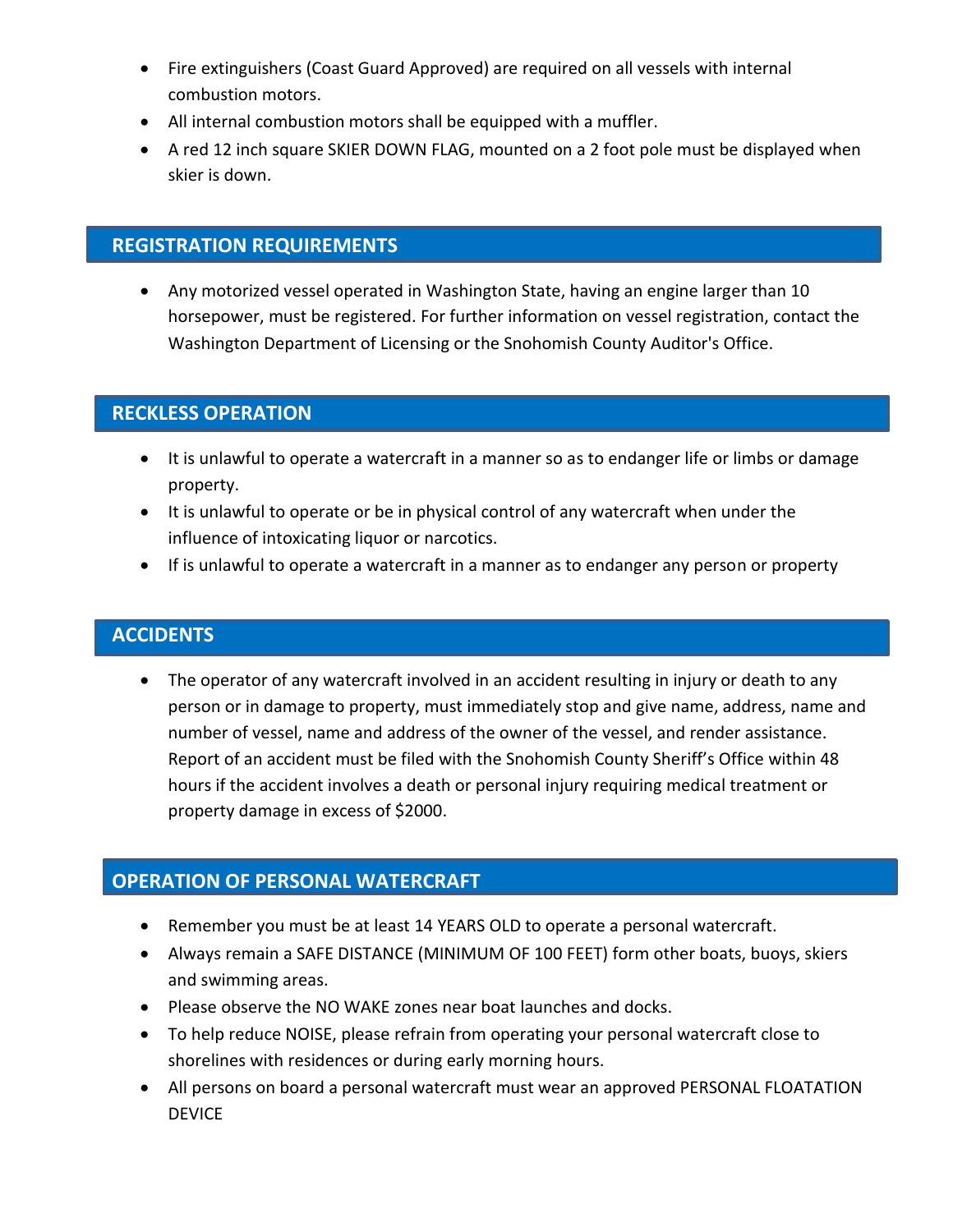- Fire extinguishers (Coast Guard Approved) are required on all vessels with internal combustion motors.
- All internal combustion motors shall be equipped with a muffler.
- A red 12 inch square SKIER DOWN FLAG, mounted on a 2 foot pole must be displayed when skier is down.

## REGISTRATION REQUIREMENTS

- Any motorized vessel operated in Washington State, having an engine larger than 10 horsepower, must be registered. For further information on vessel registration, contact the Washington Department of Licensing or the Snohomish County Auditor's Office.

## RECKLESS OPERATION

- It is unlawful to operate a watercraft in a manner so as to endanger life or limbs or damage property.
- It is unlawful to operate or be in physical control of any watercraft when under the influence of intoxicating liquor or narcotics.
- If is unlawful to operate a watercraft in a manner as to endanger any person or property

## ACCIDENTS

- The operator of any watercraft involved in an accident resulting in injury or death to any person or in damage to property, must immediately stop and give name, address, name and number of vessel, name and address of the owner of the vessel, and render assistance. Report of an accident must be filed with the Snohomish County Sheriff's Office within 48 hours if the accident involves a death or personal injury requiring medical treatment or property damage in excess of $2000.

## OPERATION OF PERSONAL WATERCRAFT

- Remember you must be at least 14 YEARS OLD to operate a personal watercraft.
- Always remain a SAFE DISTANCE (MINIMUM OF 100 FEET) form other boats, buoys, skiers and swimming areas.
- Please observe the NO WAKE zones near boat launches and docks.
- To help reduce NOISE, please refrain from operating your personal watercraft close to shorelines with residences or during early morning hours.
- All persons on board a personal watercraft must wear an approved PERSONAL FLOATATION DEVICE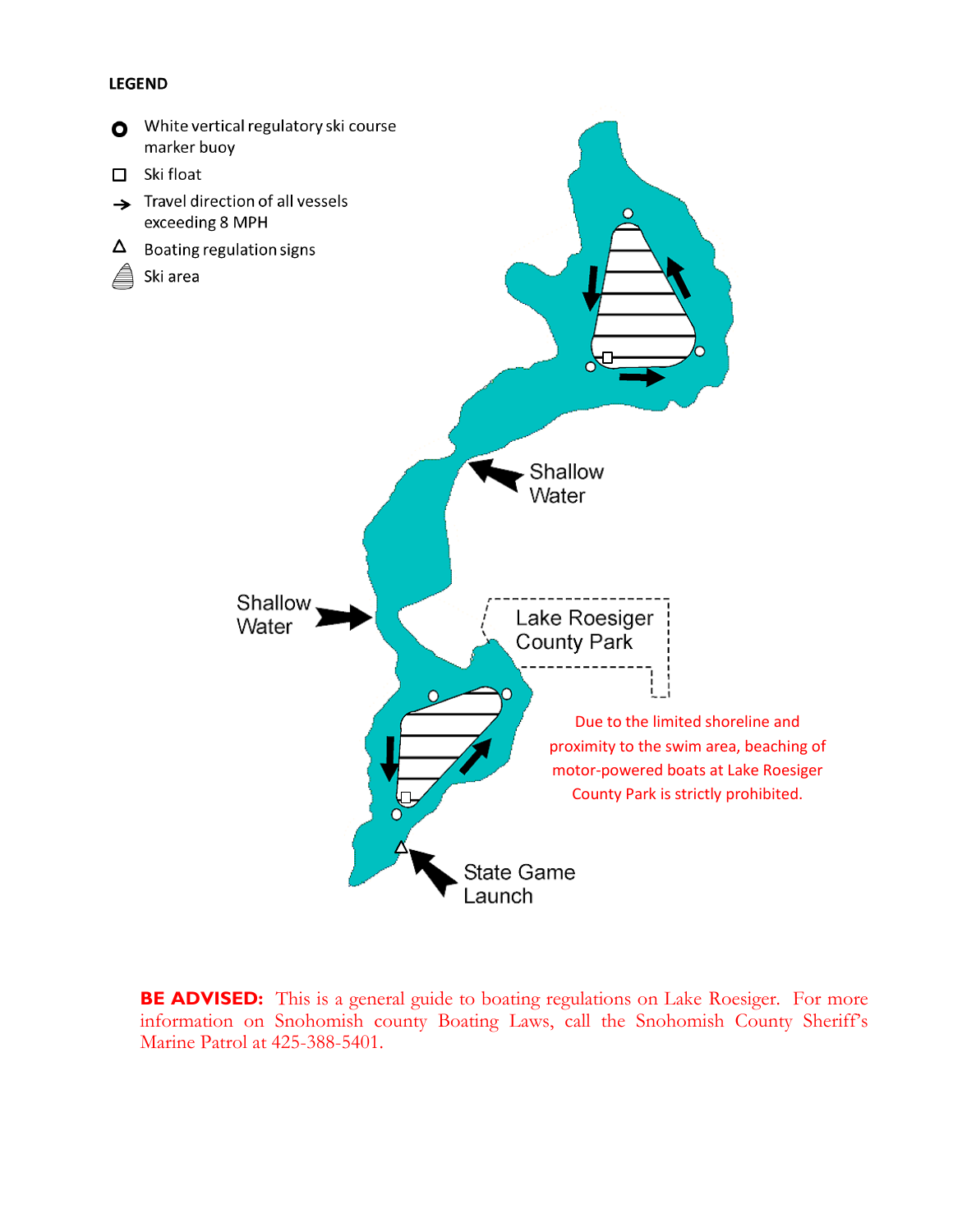**LEGEND**

- White vertical regulatory ski course marker buoy
- Ski float
- Travel direction of all vessels exceeding 8 MPH
- Boating regulation signs
- Ski area

Shallow Water

Shallow Water

Lake Roesiger County Park

Due to the limited shoreline and proximity to the swim area, beaching of motor-powered boats at Lake Roesiger County Park is strictly prohibited.

State Game Launch

**BE ADVISED:** This is a general guide to boating regulations on Lake Roesiger. For more information on Snohomish county Boating Laws, call the Snohomish County Sheriff's Marine Patrol at 425-388-5401.